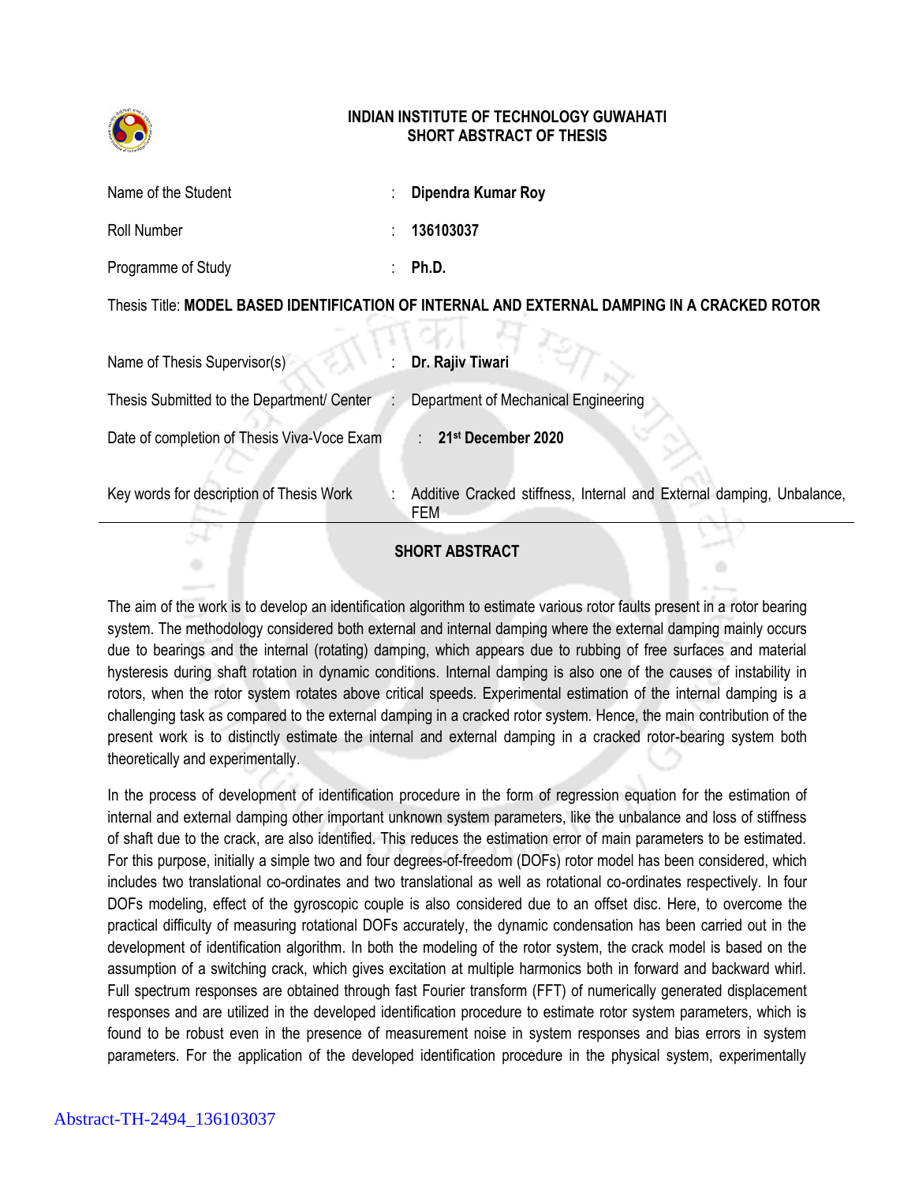**INDIAN INSTITUTE OF TECHNOLOGY GUWAHATI**
**SHORT ABSTRACT OF THESIS**

| | | |
|---|---|---|
| Name of the Student | : | **Dipendra Kumar Roy** |
| Roll Number | : | **136103037** |
| Programme of Study | : | **Ph.D.** |

Thesis Title: **MODEL BASED IDENTIFICATION OF INTERNAL AND EXTERNAL DAMPING IN A CRACKED ROTOR**

| | | |
|---|---|---|
| Name of Thesis Supervisor(s) | : | **Dr. Rajiv Tiwari** |
| Thesis Submitted to the Department/ Center | : | Department of Mechanical Engineering |
| Date of completion of Thesis Viva-Voce Exam | : | **21st December 2020** |
| Key words for description of Thesis Work | : | Additive Cracked stiffness, Internal and External damping, Unbalance, FEM |

## SHORT ABSTRACT

The aim of the work is to develop an identification algorithm to estimate various rotor faults present in a rotor bearing system. The methodology considered both external and internal damping where the external damping mainly occurs due to bearings and the internal (rotating) damping, which appears due to rubbing of free surfaces and material hysteresis during shaft rotation in dynamic conditions. Internal damping is also one of the causes of instability in rotors, when the rotor system rotates above critical speeds. Experimental estimation of the internal damping is a challenging task as compared to the external damping in a cracked rotor system. Hence, the main contribution of the present work is to distinctly estimate the internal and external damping in a cracked rotor-bearing system both theoretically and experimentally.

In the process of development of identification procedure in the form of regression equation for the estimation of internal and external damping other important unknown system parameters, like the unbalance and loss of stiffness of shaft due to the crack, are also identified. This reduces the estimation error of main parameters to be estimated. For this purpose, initially a simple two and four degrees-of-freedom (DOFs) rotor model has been considered, which includes two translational co-ordinates and two translational as well as rotational co-ordinates respectively. In four DOFs modeling, effect of the gyroscopic couple is also considered due to an offset disc. Here, to overcome the practical difficulty of measuring rotational DOFs accurately, the dynamic condensation has been carried out in the development of identification algorithm. In both the modeling of the rotor system, the crack model is based on the assumption of a switching crack, which gives excitation at multiple harmonics both in forward and backward whirl. Full spectrum responses are obtained through fast Fourier transform (FFT) of numerically generated displacement responses and are utilized in the developed identification procedure to estimate rotor system parameters, which is found to be robust even in the presence of measurement noise in system responses and bias errors in system parameters. For the application of the developed identification procedure in the physical system, experimentally

Abstract-TH-2494_136103037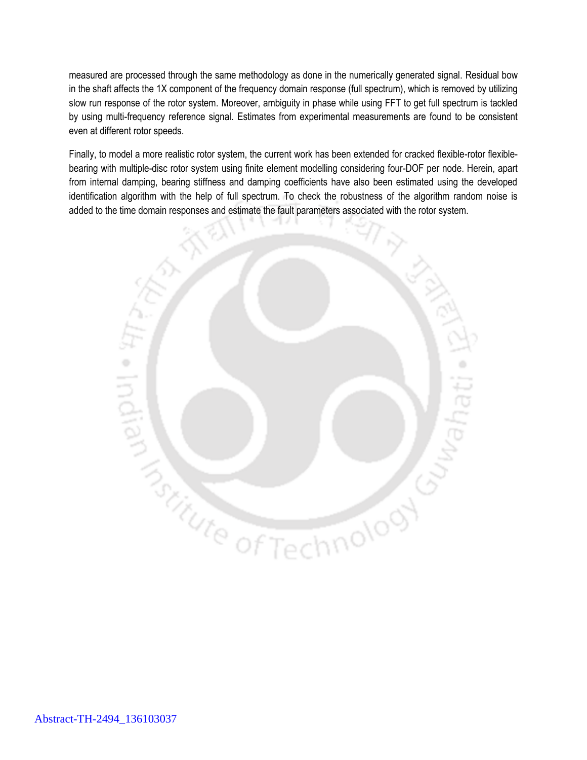measured are processed through the same methodology as done in the numerically generated signal. Residual bow in the shaft affects the 1X component of the frequency domain response (full spectrum), which is removed by utilizing slow run response of the rotor system. Moreover, ambiguity in phase while using FFT to get full spectrum is tackled by using multi-frequency reference signal. Estimates from experimental measurements are found to be consistent even at different rotor speeds.

Finally, to model a more realistic rotor system, the current work has been extended for cracked flexible-rotor flexible-bearing with multiple-disc rotor system using finite element modelling considering four-DOF per node. Herein, apart from internal damping, bearing stiffness and damping coefficients have also been estimated using the developed identification algorithm with the help of full spectrum. To check the robustness of the algorithm random noise is added to the time domain responses and estimate the fault parameters associated with the rotor system.